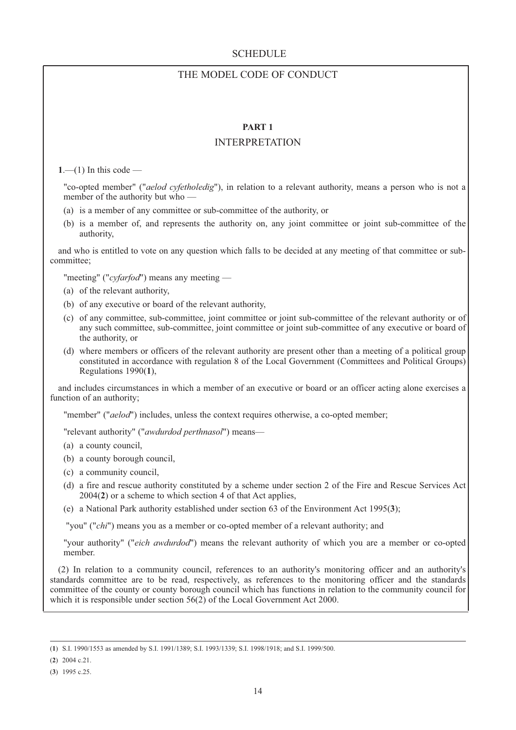# SCHEDULE

## THE MODEL CODE OF CONDUCT

### PART 1

### INTERPRETATION

**1**.—(1) In this code —

"co-opted member" ("*aelod cyfetholedig*"), in relation to a relevant authority, means a person who is not a member of the authority but who —

(a) is a member of any committee or sub-committee of the authority, or

(b) is a member of, and represents the authority on, any joint committee or joint sub-committee of the authority,

and who is entitled to vote on any question which falls to be decided at any meeting of that committee or sub-committee;

"meeting" ("*cyfarfod*") means any meeting —

(a) of the relevant authority,

(b) of any executive or board of the relevant authority,

(c) of any committee, sub-committee, joint committee or joint sub-committee of the relevant authority or of any such committee, sub-committee, joint committee or joint sub-committee of any executive or board of the authority, or

(d) where members or officers of the relevant authority are present other than a meeting of a political group constituted in accordance with regulation 8 of the Local Government (Committees and Political Groups) Regulations 1990(**1**),

and includes circumstances in which a member of an executive or board or an officer acting alone exercises a function of an authority;

"member" ("*aelod*") includes, unless the context requires otherwise, a co-opted member;

"relevant authority" ("*awdurdod perthnasol*") means—

(a) a county council,

(b) a county borough council,

(c) a community council,

(d) a fire and rescue authority constituted by a scheme under section 2 of the Fire and Rescue Services Act 2004(**2**) or a scheme to which section 4 of that Act applies,

(e) a National Park authority established under section 63 of the Environment Act 1995(**3**);

"you" ("*chi*") means you as a member or co-opted member of a relevant authority; and

"your authority" ("*eich awdurdod*") means the relevant authority of which you are a member or co-opted member.

(2) In relation to a community council, references to an authority's monitoring officer and an authority's standards committee are to be read, respectively, as references to the monitoring officer and the standards committee of the county or county borough council which has functions in relation to the community council for which it is responsible under section 56(2) of the Local Government Act 2000.

---

(**1**) S.I. 1990/1553 as amended by S.I. 1991/1389; S.I. 1993/1339; S.I. 1998/1918; and S.I. 1999/500.

(**2**) 2004 c.21.

(**3**) 1995 c.25.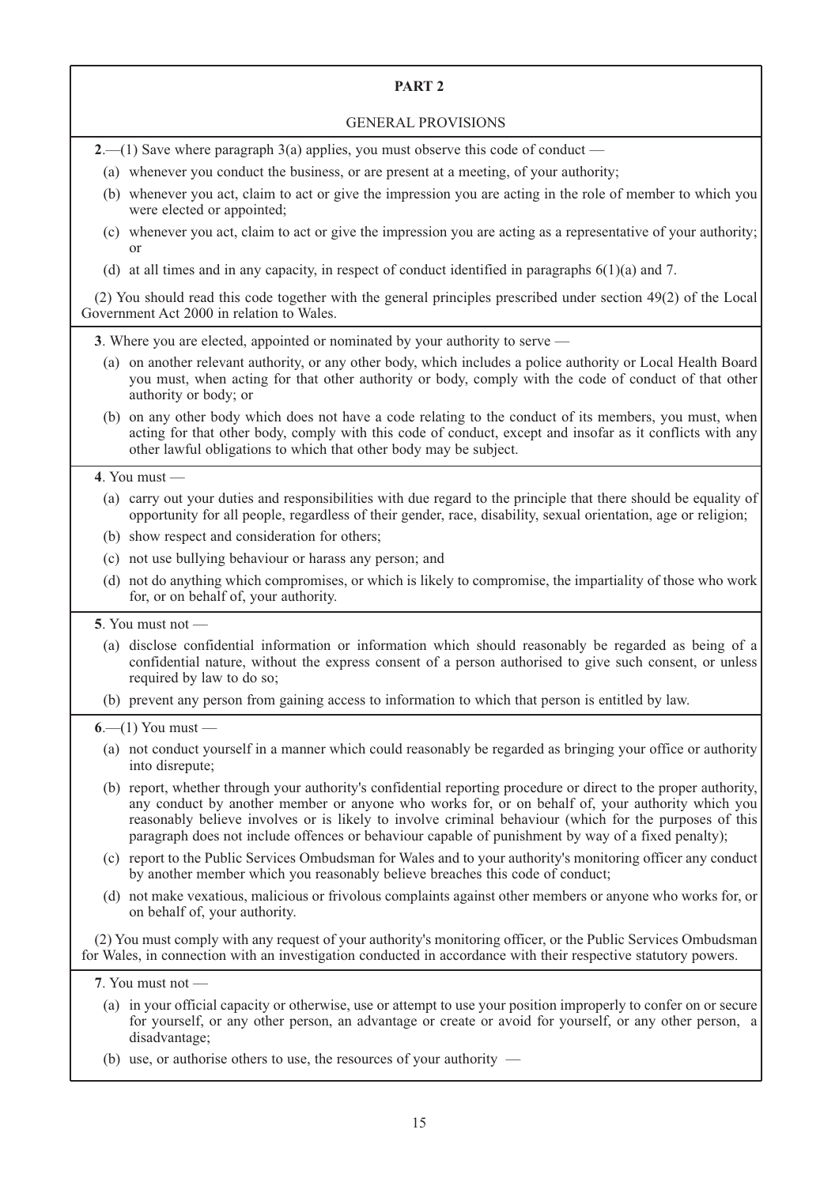## PART 2

### GENERAL PROVISIONS

**2**.—(1) Save where paragraph 3(a) applies, you must observe this code of conduct —

(a) whenever you conduct the business, or are present at a meeting, of your authority;

(b) whenever you act, claim to act or give the impression you are acting in the role of member to which you were elected or appointed;

(c) whenever you act, claim to act or give the impression you are acting as a representative of your authority; or

(d) at all times and in any capacity, in respect of conduct identified in paragraphs 6(1)(a) and 7.

(2) You should read this code together with the general principles prescribed under section 49(2) of the Local Government Act 2000 in relation to Wales.

**3**. Where you are elected, appointed or nominated by your authority to serve —

(a) on another relevant authority, or any other body, which includes a police authority or Local Health Board you must, when acting for that other authority or body, comply with the code of conduct of that other authority or body; or

(b) on any other body which does not have a code relating to the conduct of its members, you must, when acting for that other body, comply with this code of conduct, except and insofar as it conflicts with any other lawful obligations to which that other body may be subject.

**4**. You must —

(a) carry out your duties and responsibilities with due regard to the principle that there should be equality of opportunity for all people, regardless of their gender, race, disability, sexual orientation, age or religion;

(b) show respect and consideration for others;

(c) not use bullying behaviour or harass any person; and

(d) not do anything which compromises, or which is likely to compromise, the impartiality of those who work for, or on behalf of, your authority.

**5**. You must not —

(a) disclose confidential information or information which should reasonably be regarded as being of a confidential nature, without the express consent of a person authorised to give such consent, or unless required by law to do so;

(b) prevent any person from gaining access to information to which that person is entitled by law.

**6**.—(1) You must —

(a) not conduct yourself in a manner which could reasonably be regarded as bringing your office or authority into disrepute;

(b) report, whether through your authority's confidential reporting procedure or direct to the proper authority, any conduct by another member or anyone who works for, or on behalf of, your authority which you reasonably believe involves or is likely to involve criminal behaviour (which for the purposes of this paragraph does not include offences or behaviour capable of punishment by way of a fixed penalty);

(c) report to the Public Services Ombudsman for Wales and to your authority's monitoring officer any conduct by another member which you reasonably believe breaches this code of conduct;

(d) not make vexatious, malicious or frivolous complaints against other members or anyone who works for, or on behalf of, your authority.

(2) You must comply with any request of your authority's monitoring officer, or the Public Services Ombudsman for Wales, in connection with an investigation conducted in accordance with their respective statutory powers.

**7**. You must not —

(a) in your official capacity or otherwise, use or attempt to use your position improperly to confer on or secure for yourself, or any other person, an advantage or create or avoid for yourself, or any other person, a disadvantage;

(b) use, or authorise others to use, the resources of your authority —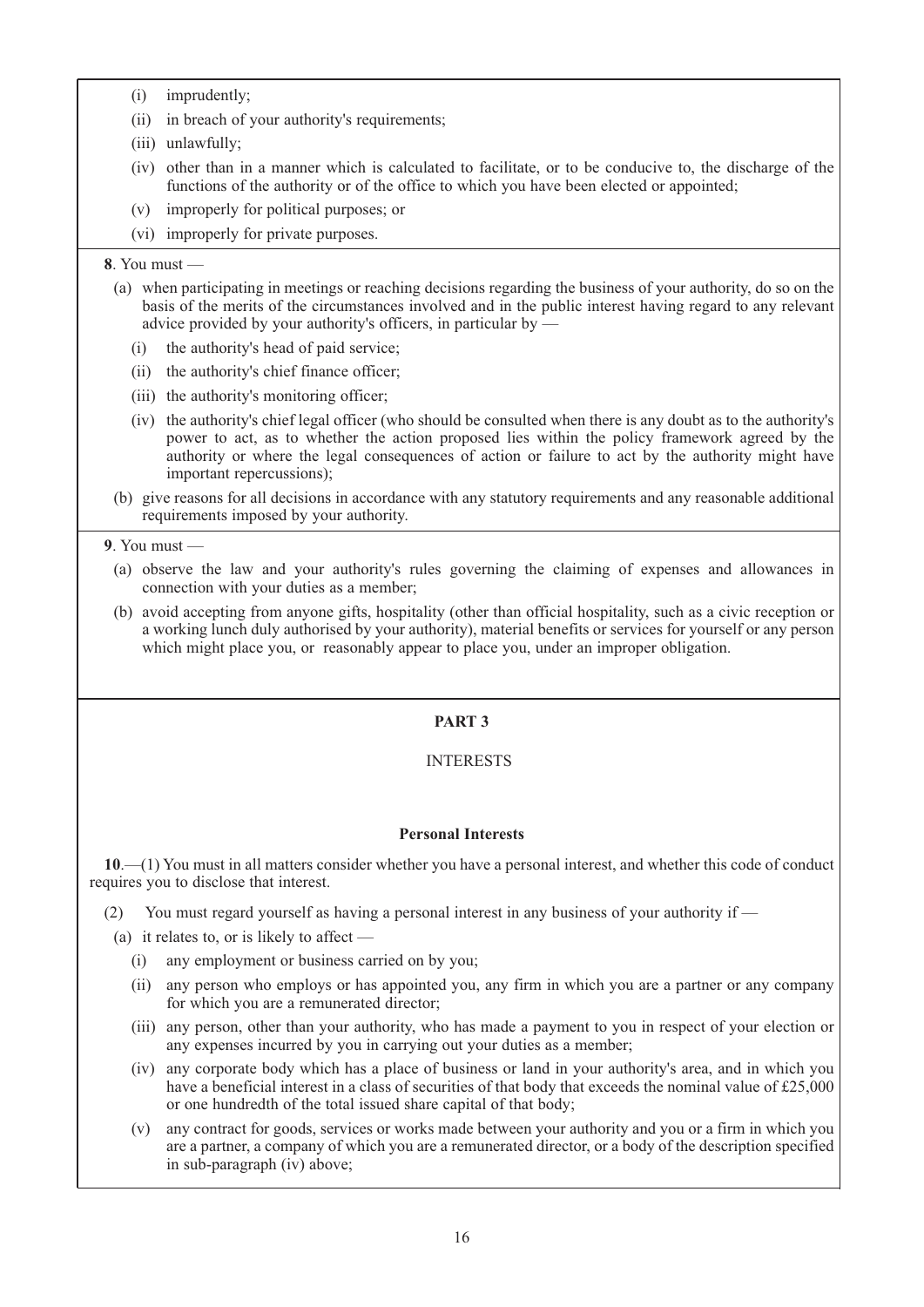- (i) imprudently;
- (ii) in breach of your authority's requirements;
- (iii) unlawfully;
- (iv) other than in a manner which is calculated to facilitate, or to be conducive to, the discharge of the functions of the authority or of the office to which you have been elected or appointed;
- (v) improperly for political purposes; or
- (vi) improperly for private purposes.

**8**. You must —

- (a) when participating in meetings or reaching decisions regarding the business of your authority, do so on the basis of the merits of the circumstances involved and in the public interest having regard to any relevant advice provided by your authority's officers, in particular by —
  - (i) the authority's head of paid service;
  - (ii) the authority's chief finance officer;
  - (iii) the authority's monitoring officer;
  - (iv) the authority's chief legal officer (who should be consulted when there is any doubt as to the authority's power to act, as to whether the action proposed lies within the policy framework agreed by the authority or where the legal consequences of action or failure to act by the authority might have important repercussions);
- (b) give reasons for all decisions in accordance with any statutory requirements and any reasonable additional requirements imposed by your authority.

**9**. You must —

- (a) observe the law and your authority's rules governing the claiming of expenses and allowances in connection with your duties as a member;
- (b) avoid accepting from anyone gifts, hospitality (other than official hospitality, such as a civic reception or a working lunch duly authorised by your authority), material benefits or services for yourself or any person which might place you, or reasonably appear to place you, under an improper obligation.

## PART 3

## INTERESTS

### Personal Interests

**10**.—(1) You must in all matters consider whether you have a personal interest, and whether this code of conduct requires you to disclose that interest.

(2) You must regard yourself as having a personal interest in any business of your authority if —

- (a) it relates to, or is likely to affect —
  - (i) any employment or business carried on by you;
  - (ii) any person who employs or has appointed you, any firm in which you are a partner or any company for which you are a remunerated director;
  - (iii) any person, other than your authority, who has made a payment to you in respect of your election or any expenses incurred by you in carrying out your duties as a member;
  - (iv) any corporate body which has a place of business or land in your authority's area, and in which you have a beneficial interest in a class of securities of that body that exceeds the nominal value of £25,000 or one hundredth of the total issued share capital of that body;
  - (v) any contract for goods, services or works made between your authority and you or a firm in which you are a partner, a company of which you are a remunerated director, or a body of the description specified in sub-paragraph (iv) above;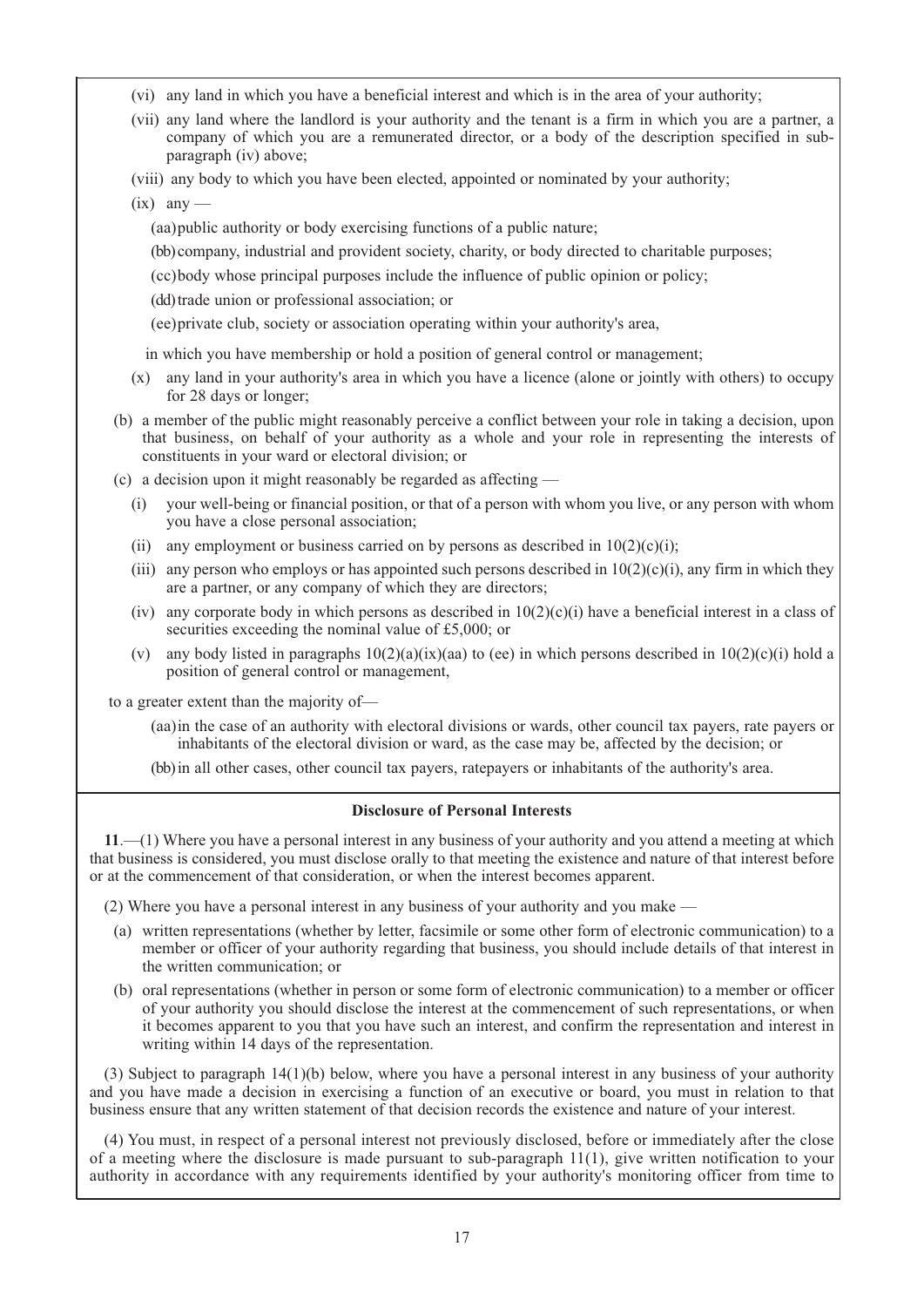(vi) any land in which you have a beneficial interest and which is in the area of your authority;

(vii) any land where the landlord is your authority and the tenant is a firm in which you are a partner, a company of which you are a remunerated director, or a body of the description specified in sub-paragraph (iv) above;

(viii) any body to which you have been elected, appointed or nominated by your authority;

(ix) any —

(aa) public authority or body exercising functions of a public nature;

(bb) company, industrial and provident society, charity, or body directed to charitable purposes;

(cc) body whose principal purposes include the influence of public opinion or policy;

(dd) trade union or professional association; or

(ee) private club, society or association operating within your authority's area,

in which you have membership or hold a position of general control or management;

(x) any land in your authority's area in which you have a licence (alone or jointly with others) to occupy for 28 days or longer;

(b) a member of the public might reasonably perceive a conflict between your role in taking a decision, upon that business, on behalf of your authority as a whole and your role in representing the interests of constituents in your ward or electoral division; or

(c) a decision upon it might reasonably be regarded as affecting —

(i) your well-being or financial position, or that of a person with whom you live, or any person with whom you have a close personal association;

(ii) any employment or business carried on by persons as described in 10(2)(c)(i);

(iii) any person who employs or has appointed such persons described in 10(2)(c)(i), any firm in which they are a partner, or any company of which they are directors;

(iv) any corporate body in which persons as described in 10(2)(c)(i) have a beneficial interest in a class of securities exceeding the nominal value of £5,000; or

(v) any body listed in paragraphs 10(2)(a)(ix)(aa) to (ee) in which persons described in 10(2)(c)(i) hold a position of general control or management,

to a greater extent than the majority of—

(aa) in the case of an authority with electoral divisions or wards, other council tax payers, rate payers or inhabitants of the electoral division or ward, as the case may be, affected by the decision; or

(bb) in all other cases, other council tax payers, ratepayers or inhabitants of the authority's area.

### Disclosure of Personal Interests

**11**.—(1) Where you have a personal interest in any business of your authority and you attend a meeting at which that business is considered, you must disclose orally to that meeting the existence and nature of that interest before or at the commencement of that consideration, or when the interest becomes apparent.

(2) Where you have a personal interest in any business of your authority and you make —

(a) written representations (whether by letter, facsimile or some other form of electronic communication) to a member or officer of your authority regarding that business, you should include details of that interest in the written communication; or

(b) oral representations (whether in person or some form of electronic communication) to a member or officer of your authority you should disclose the interest at the commencement of such representations, or when it becomes apparent to you that you have such an interest, and confirm the representation and interest in writing within 14 days of the representation.

(3) Subject to paragraph 14(1)(b) below, where you have a personal interest in any business of your authority and you have made a decision in exercising a function of an executive or board, you must in relation to that business ensure that any written statement of that decision records the existence and nature of your interest.

(4) You must, in respect of a personal interest not previously disclosed, before or immediately after the close of a meeting where the disclosure is made pursuant to sub-paragraph 11(1), give written notification to your authority in accordance with any requirements identified by your authority's monitoring officer from time to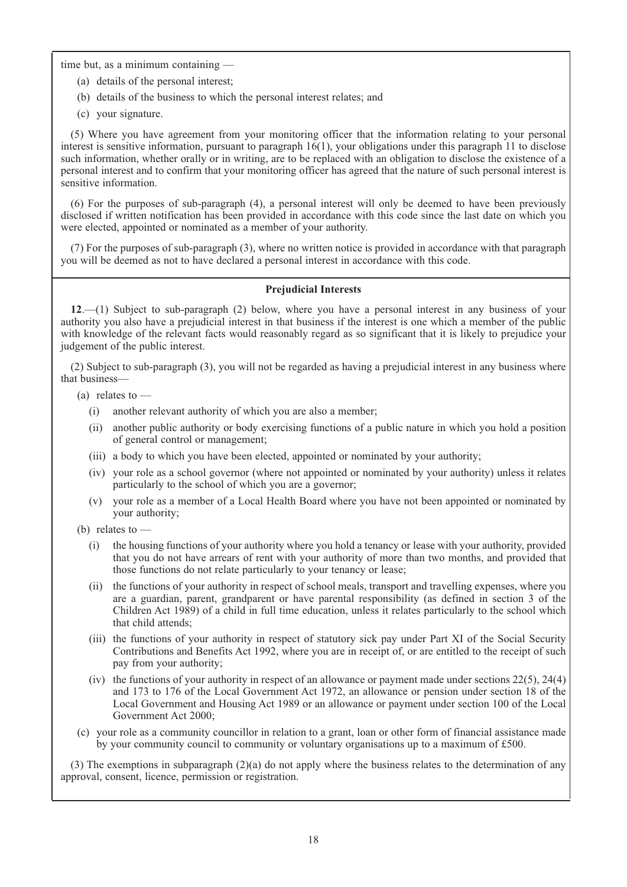time but, as a minimum containing —

(a) details of the personal interest;

(b) details of the business to which the personal interest relates; and

(c) your signature.

(5) Where you have agreement from your monitoring officer that the information relating to your personal interest is sensitive information, pursuant to paragraph 16(1), your obligations under this paragraph 11 to disclose such information, whether orally or in writing, are to be replaced with an obligation to disclose the existence of a personal interest and to confirm that your monitoring officer has agreed that the nature of such personal interest is sensitive information.

(6) For the purposes of sub-paragraph (4), a personal interest will only be deemed to have been previously disclosed if written notification has been provided in accordance with this code since the last date on which you were elected, appointed or nominated as a member of your authority.

(7) For the purposes of sub-paragraph (3), where no written notice is provided in accordance with that paragraph you will be deemed as not to have declared a personal interest in accordance with this code.

**Prejudicial Interests**

**12**.—(1) Subject to sub-paragraph (2) below, where you have a personal interest in any business of your authority you also have a prejudicial interest in that business if the interest is one which a member of the public with knowledge of the relevant facts would reasonably regard as so significant that it is likely to prejudice your judgement of the public interest.

(2) Subject to sub-paragraph (3), you will not be regarded as having a prejudicial interest in any business where that business—

(a) relates to —

(i) another relevant authority of which you are also a member;

(ii) another public authority or body exercising functions of a public nature in which you hold a position of general control or management;

(iii) a body to which you have been elected, appointed or nominated by your authority;

(iv) your role as a school governor (where not appointed or nominated by your authority) unless it relates particularly to the school of which you are a governor;

(v) your role as a member of a Local Health Board where you have not been appointed or nominated by your authority;

(b) relates to —

(i) the housing functions of your authority where you hold a tenancy or lease with your authority, provided that you do not have arrears of rent with your authority of more than two months, and provided that those functions do not relate particularly to your tenancy or lease;

(ii) the functions of your authority in respect of school meals, transport and travelling expenses, where you are a guardian, parent, grandparent or have parental responsibility (as defined in section 3 of the Children Act 1989) of a child in full time education, unless it relates particularly to the school which that child attends;

(iii) the functions of your authority in respect of statutory sick pay under Part XI of the Social Security Contributions and Benefits Act 1992, where you are in receipt of, or are entitled to the receipt of such pay from your authority;

(iv) the functions of your authority in respect of an allowance or payment made under sections 22(5), 24(4) and 173 to 176 of the Local Government Act 1972, an allowance or pension under section 18 of the Local Government and Housing Act 1989 or an allowance or payment under section 100 of the Local Government Act 2000;

(c) your role as a community councillor in relation to a grant, loan or other form of financial assistance made by your community council to community or voluntary organisations up to a maximum of £500.

(3) The exemptions in subparagraph (2)(a) do not apply where the business relates to the determination of any approval, consent, licence, permission or registration.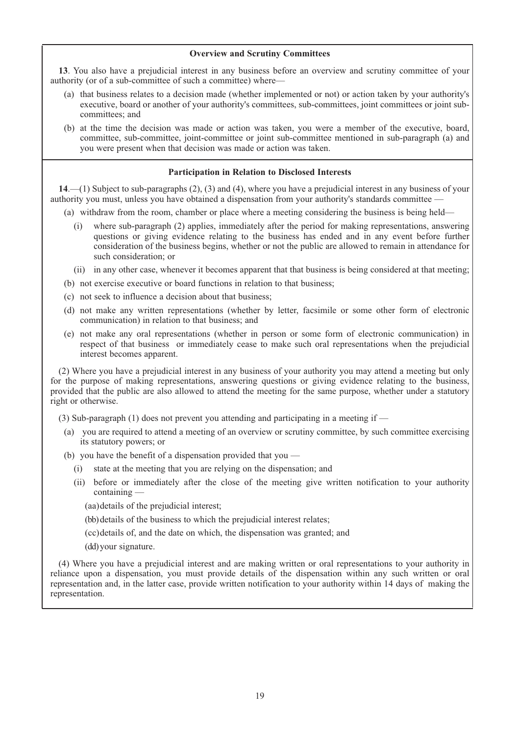### Overview and Scrutiny Committees

**13**. You also have a prejudicial interest in any business before an overview and scrutiny committee of your authority (or of a sub-committee of such a committee) where—

(a) that business relates to a decision made (whether implemented or not) or action taken by your authority's executive, board or another of your authority's committees, sub-committees, joint committees or joint sub-committees; and

(b) at the time the decision was made or action was taken, you were a member of the executive, board, committee, sub-committee, joint-committee or joint sub-committee mentioned in sub-paragraph (a) and you were present when that decision was made or action was taken.

### Participation in Relation to Disclosed Interests

**14**.—(1) Subject to sub-paragraphs (2), (3) and (4), where you have a prejudicial interest in any business of your authority you must, unless you have obtained a dispensation from your authority's standards committee —

(a) withdraw from the room, chamber or place where a meeting considering the business is being held—

(i) where sub-paragraph (2) applies, immediately after the period for making representations, answering questions or giving evidence relating to the business has ended and in any event before further consideration of the business begins, whether or not the public are allowed to remain in attendance for such consideration; or

(ii) in any other case, whenever it becomes apparent that that business is being considered at that meeting;

(b) not exercise executive or board functions in relation to that business;

(c) not seek to influence a decision about that business;

(d) not make any written representations (whether by letter, facsimile or some other form of electronic communication) in relation to that business; and

(e) not make any oral representations (whether in person or some form of electronic communication) in respect of that business or immediately cease to make such oral representations when the prejudicial interest becomes apparent.

(2) Where you have a prejudicial interest in any business of your authority you may attend a meeting but only for the purpose of making representations, answering questions or giving evidence relating to the business, provided that the public are also allowed to attend the meeting for the same purpose, whether under a statutory right or otherwise.

(3) Sub-paragraph (1) does not prevent you attending and participating in a meeting if —

(a) you are required to attend a meeting of an overview or scrutiny committee, by such committee exercising its statutory powers; or

(b) you have the benefit of a dispensation provided that you —

(i) state at the meeting that you are relying on the dispensation; and

(ii) before or immediately after the close of the meeting give written notification to your authority containing —

(aa) details of the prejudicial interest;

(bb) details of the business to which the prejudicial interest relates;

(cc) details of, and the date on which, the dispensation was granted; and

(dd) your signature.

(4) Where you have a prejudicial interest and are making written or oral representations to your authority in reliance upon a dispensation, you must provide details of the dispensation within any such written or oral representation and, in the latter case, provide written notification to your authority within 14 days of making the representation.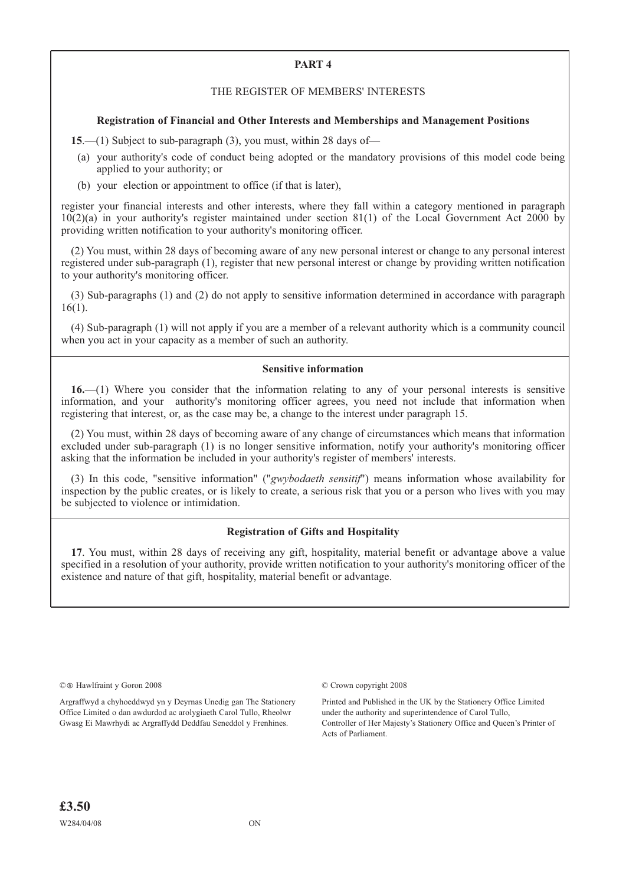## PART 4

### THE REGISTER OF MEMBERS' INTERESTS

#### Registration of Financial and Other Interests and Memberships and Management Positions

**15**.—(1) Subject to sub-paragraph (3), you must, within 28 days of—

(a) your authority's code of conduct being adopted or the mandatory provisions of this model code being applied to your authority; or

(b) your election or appointment to office (if that is later),

register your financial interests and other interests, where they fall within a category mentioned in paragraph 10(2)(a) in your authority's register maintained under section 81(1) of the Local Government Act 2000 by providing written notification to your authority's monitoring officer.

(2) You must, within 28 days of becoming aware of any new personal interest or change to any personal interest registered under sub-paragraph (1), register that new personal interest or change by providing written notification to your authority's monitoring officer.

(3) Sub-paragraphs (1) and (2) do not apply to sensitive information determined in accordance with paragraph 16(1).

(4) Sub-paragraph (1) will not apply if you are a member of a relevant authority which is a community council when you act in your capacity as a member of such an authority.

#### Sensitive information

**16.**—(1) Where you consider that the information relating to any of your personal interests is sensitive information, and your authority's monitoring officer agrees, you need not include that information when registering that interest, or, as the case may be, a change to the interest under paragraph 15.

(2) You must, within 28 days of becoming aware of any change of circumstances which means that information excluded under sub-paragraph (1) is no longer sensitive information, notify your authority's monitoring officer asking that the information be included in your authority's register of members' interests.

(3) In this code, "sensitive information" ("*gwybodaeth sensitif*") means information whose availability for inspection by the public creates, or is likely to create, a serious risk that you or a person who lives with you may be subjected to violence or intimidation.

#### Registration of Gifts and Hospitality

**17**. You must, within 28 days of receiving any gift, hospitality, material benefit or advantage above a value specified in a resolution of your authority, provide written notification to your authority's monitoring officer of the existence and nature of that gift, hospitality, material benefit or advantage.

© Hawlfraint y Goron 2008

Argraffwyd a chyhoeddwyd yn y Deyrnas Unedig gan The Stationery Office Limited o dan awdurdod ac arolygiaeth Carol Tullo, Rheolwr Gwasg Ei Mawrhydi ac Argraffydd Deddfau Seneddol y Frenhines.

© Crown copyright 2008

Printed and Published in the UK by the Stationery Office Limited under the authority and superintendence of Carol Tullo, Controller of Her Majesty's Stationery Office and Queen's Printer of Acts of Parliament.

**£3.50**

W284/04/08 ON